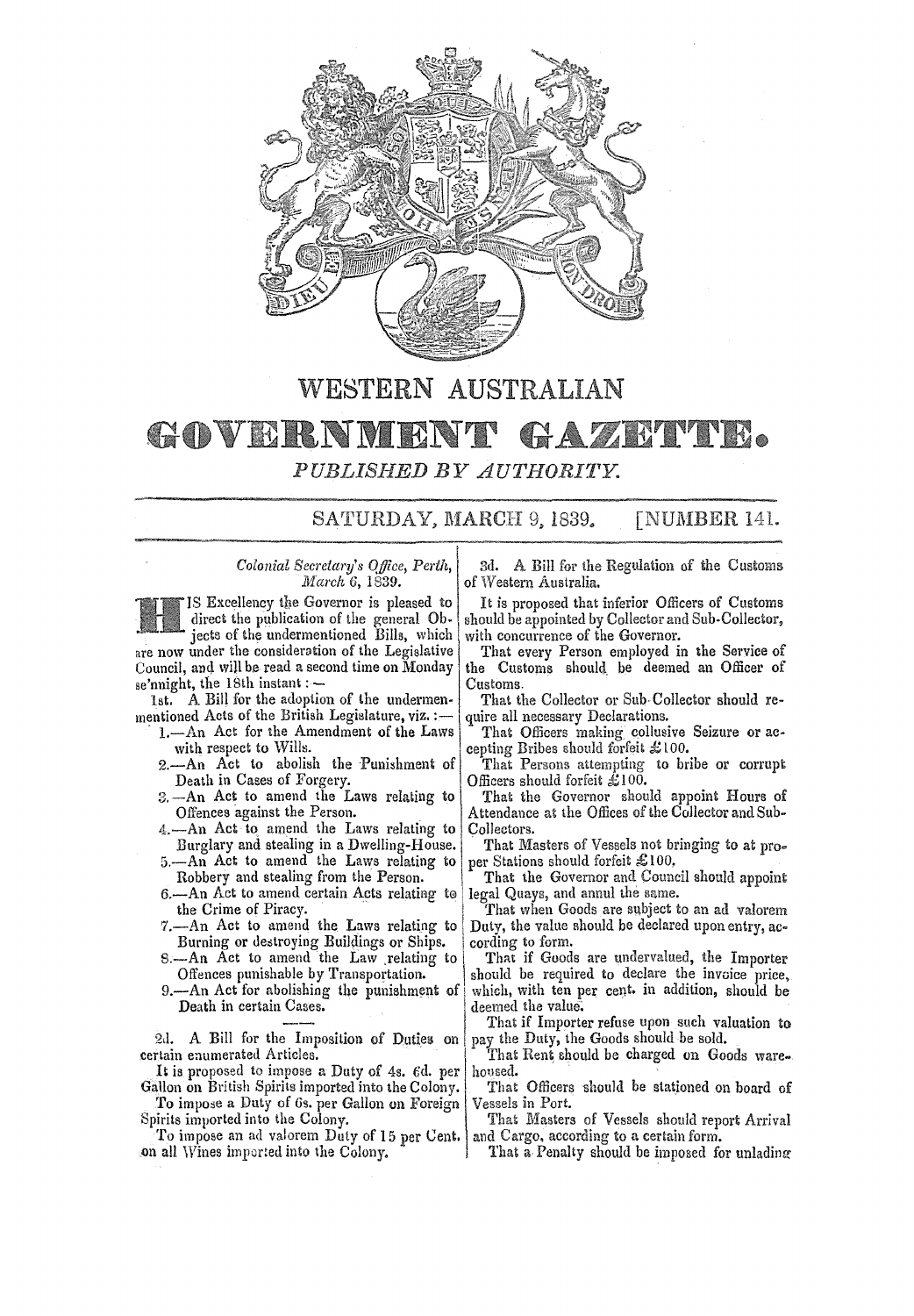# WESTERN AUSTRALIAN

# GOVERNMENT GAZETTE.

*PUBLISHED BY AUTHORITY.*

SATURDAY, MARCH 9, 1839. [NUMBER 141.

*Colonial Secretary's Office, Perth,*
*March 6, 1839.*

HIS Excellency the Governor is pleased to direct the publication of the general Objects of the undermentioned Bills, which are now under the consideration of the Legislative Council, and will be read a second time on Monday se'nnight, the 18th instant:—

1st. A Bill for the adoption of the undermentioned Acts of the British Legislature, viz.:—

1.—An Act for the Amendment of the Laws with respect to Wills.
2.—An Act to abolish the Punishment of Death in Cases of Forgery.
3.—An Act to amend the Laws relating to Offences against the Person.
4.—An Act to amend the Laws relating to Burglary and stealing in a Dwelling-House.
5.—An Act to amend the Laws relating to Robbery and stealing from the Person.
6.—An Act to amend certain Acts relating to the Crime of Piracy.
7.—An Act to amend the Laws relating to Burning or destroying Buildings or Ships.
8.—An Act to amend the Law relating to Offences punishable by Transportation.
9.—An Act for abolishing the punishment of Death in certain Cases.

---

2d. A Bill for the Imposition of Duties on certain enumerated Articles.

It is proposed to impose a Duty of 4s. 6d. per Gallon on British Spirits imported into the Colony.

To impose a Duty of 6s. per Gallon on Foreign Spirits imported into the Colony.

To impose an ad valorem Duty of 15 per Cent. on all Wines imported into the Colony.

3d. A Bill for the Regulation of the Customs of Western Australia.

It is proposed that inferior Officers of Customs should be appointed by Collector and Sub-Collector, with concurrence of the Governor.

That every Person employed in the Service of the Customs should be deemed an Officer of Customs.

That the Collector or Sub-Collector should require all necessary Declarations.

That Officers making collusive Seizure or accepting Bribes should forfeit £100.

That Persons attempting to bribe or corrupt Officers should forfeit £100.

That the Governor should appoint Hours of Attendance at the Offices of the Collector and Sub-Collectors.

That Masters of Vessels not bringing to at proper Stations should forfeit £100.

That the Governor and Council should appoint legal Quays, and annul the same.

That when Goods are subject to an ad valorem Duty, the value should be declared upon entry, according to form.

That if Goods are undervalued, the Importer should be required to declare the invoice price, which, with ten per cent. in addition, should be deemed the value.

That if Importer refuse upon such valuation to pay the Duty, the Goods should be sold.

That Rent should be charged on Goods warehoused.

That Officers should be stationed on board of Vessels in Port.

That Masters of Vessels should report Arrival and Cargo, according to a certain form.

That a Penalty should be imposed for unlading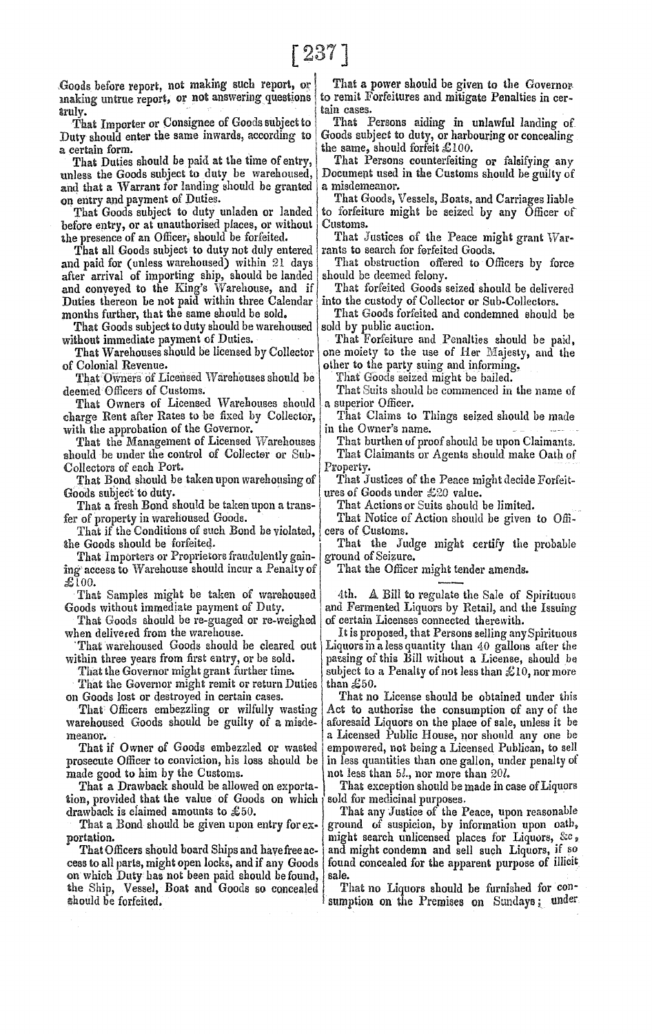Goods before report, not making such report, or making untrue report, or not answering questions truly.

That Importer or Consignee of Goods subject to Duty should enter the same inwards, according to a certain form.

That Duties should be paid at the time of entry, unless the Goods subject to duty be warehoused, and that a Warrant for landing should be granted on entry and payment of Duties.

That Goods subject to duty unladen or landed before entry, or at unauthorised places, or without the presence of an Officer, should be forfeited.

That all Goods subject to duty not duly entered and paid for (unless warehoused) within 21 days after arrival of importing ship, should be landed and conveyed to the King's Warehouse, and if Duties thereon be not paid within three Calendar months further, that the same should be sold.

That Goods subject to duty should be warehoused without immediate payment of Duties.

That Warehouses should be licensed by Collector of Colonial Revenue.

That Owners of Licensed Warehouses should be deemed Officers of Customs.

That Owners of Licensed Warehouses should charge Rent after Rates to be fixed by Collector, with the approbation of the Governor.

That the Management of Licensed Warehouses should be under the control of Collector or Sub-Collectors of each Port.

That Bond should be taken upon warehousing of Goods subject to duty.

That a fresh Bond should be taken upon a transfer of property in warehoused Goods.

That if the Conditions of such Bond be violated, the Goods should be forfeited.

That Importers or Proprietors fraudulently gaining access to Warehouse should incur a Penalty of £100.

That Samples might be taken of warehoused Goods without immediate payment of Duty.

That Goods should be re-guaged or re-weighed when delivered from the warehouse.

That warehoused Goods should be cleared out within three years from first entry, or be sold.

That the Governor might grant further time.

That the Governor might remit or return Duties on Goods lost or destroyed in certain cases.

That Officers embezzling or wilfully wasting warehoused Goods should be guilty of a misdemeanor.

That if Owner of Goods embezzled or wasted prosecute Officer to conviction, his loss should be made good to him by the Customs.

That a Drawback should be allowed on exportation, provided that the value of Goods on which drawback is claimed amounts to £50.

That a Bond should be given upon entry for exportation.

That Officers should board Ships and have free access to all parts, might open locks, and if any Goods on which Duty has not been paid should be found, the Ship, Vessel, Boat and Goods so concealed should be forfeited.

That a power should be given to the Governor to remit Forfeitures and mitigate Penalties in certain cases.

That Persons aiding in unlawful landing of Goods subject to duty, or harbouring or concealing the same, should forfeit £100.

That Persons counterfeiting or falsifying any Document used in the Customs should be guilty of a misdemeanor.

That Goods, Vessels, Boats, and Carriages liable to forfeiture might be seized by any Officer of Customs.

That Justices of the Peace might grant Warrants to search for forfeited Goods.

That obstruction offered to Officers by force should be deemed felony.

That forfeited Goods seized should be delivered into the custody of Collector or Sub-Collectors.

That Goods forfeited and condemned should be sold by public auction.

That Forfeiture and Penalties should be paid, one moiety to the use of Her Majesty, and the other to the party suing and informing.

That Goods seized might be bailed.

That Suits should be commenced in the name of a superior Officer.

That Claims to Things seized should be made in the Owner's name.

That burthen of proof should be upon Claimants.

That Claimants or Agents should make Oath of Property.

That Justices of the Peace might decide Forfeitures of Goods under £20 value.

That Actions or Suits should be limited.

That Notice of Action should be given to Officers of Customs.

That the Judge might certify the probable ground of Seizure.

That the Officer might tender amends.

---

4th. A Bill to regulate the Sale of Spirituous and Fermented Liquors by Retail, and the Issuing of certain Licenses connected therewith.

It is proposed, that Persons selling any Spirituous Liquors in a less quantity than 40 gallons after the passing of this Bill without a License, should be subject to a Penalty of not less than £10, nor more than £50.

That no License should be obtained under this Act to authorise the consumption of any of the aforesaid Liquors on the place of sale, unless it be a Licensed Public House, nor should any one be empowered, not being a Licensed Publican, to sell in less quantities than one gallon, under penalty of not less than 5*l*., nor more than 20*l*.

That exception should be made in case of Liquors sold for medicinal purposes.

That any Justice of the Peace, upon reasonable ground of suspicion, by information upon oath, might search unlicensed places for Liquors, &c., and might condemn and sell such Liquors, if so found concealed for the apparent purpose of illicit sale.

That no Liquors should be furnished for consumption on the Premises on Sundays; under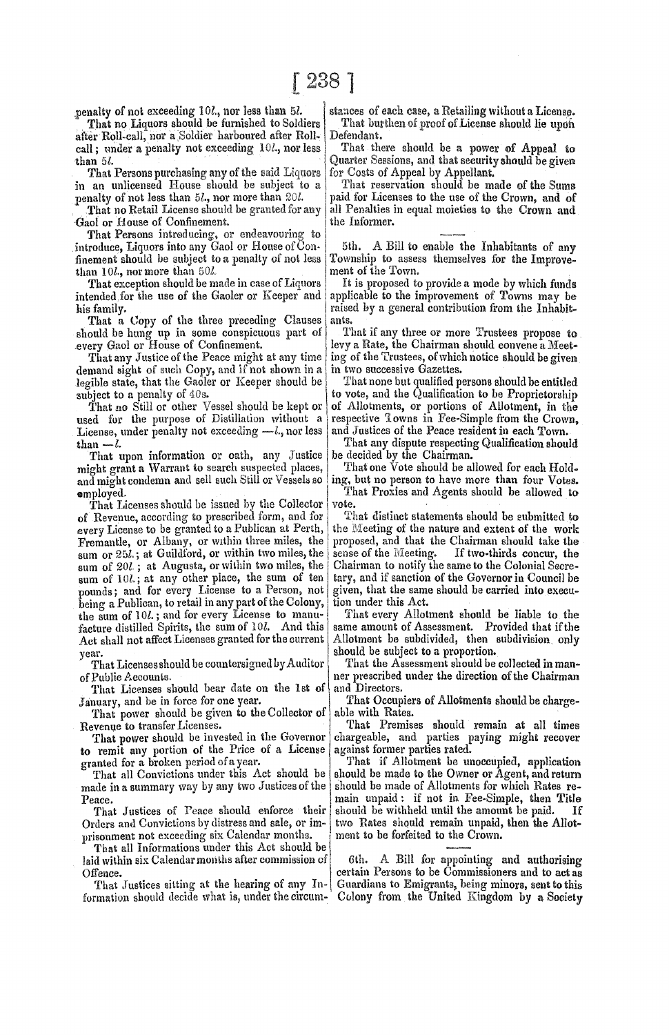penalty of not exceeding 10*l.*, nor less than 5*l.*

That no Liquors should be furnished to Soldiers after Roll-call, nor a Soldier harboured after Roll-call; under a penalty not exceeding 10*l.*, nor less than 5*l.*

That Persons purchasing any of the said Liquors in an unlicensed House should be subject to a penalty of not less than 5*l.*, nor more than 20*l.*

That no Retail License should be granted for any Gaol or House of Confinement.

That Persons introducing, or endeavouring to introduce, Liquors into any Gaol or House of Confinement should be subject to a penalty of not less than 10*l.*, nor more than 50*l.*

That exception should be made in case of Liquors intended for the use of the Gaoler or Keeper and his family.

That a Copy of the three preceding Clauses should be hung up in some conspicuous part of every Gaol or House of Confinement.

That any Justice of the Peace might at any time demand sight of such Copy, and if not shown in a legible state, that the Gaoler or Keeper should be subject to a penalty of 40*s.*

That no Still or other Vessel should be kept or used for the purpose of Distillation without a License, under penalty not exceeding —*l.*, nor less than —*l.*

That upon information or oath, any Justice might grant a Warrant to search suspected places, and might condemn and sell such Still or Vessels so employed.

That Licenses should be issued by the Collector of Revenue, according to prescribed form, and for every License to be granted to a Publican at Perth, Fremantle, or Albany, or within three miles, the sum or 25*l.*; at Guildford, or within two miles, the sum of 20*l.*; at Augusta, or within two miles, the sum of 10*l.*; at any other place, the sum of ten pounds; and for every License to a Person, not being a Publican, to retail in any part of the Colony, the sum of 10*l.*; and for every License to manufacture distilled Spirits, the sum of 10*l.* And this Act shall not affect Licenses granted for the current year.

That Licenses should be countersigned by Auditor of Public Accounts.

That Licenses should bear date on the 1st of January, and be in force for one year.

That power should be given to the Collector of Revenue to transfer Licenses.

That power should be invested in the Governor to remit any portion of the Price of a License granted for a broken period of a year.

That all Convictions under this Act should be made in a summary way by any two Justices of the Peace.

That Justices of Peace should enforce their Orders and Convictions by distress and sale, or imprisonment not exceeding six Calendar months.

That all Informations under this Act should be laid within six Calendar months after commission of Offence.

That Justices sitting at the hearing of any Information should decide what is, under the circumstances of each case, a Retailing without a License.

That burthen of proof of License should lie upon Defendant.

That there should be a power of Appeal to Quarter Sessions, and that security should be given for Costs of Appeal by Appellant.

That reservation should be made of the Sums paid for Licenses to the use of the Crown, and of all Penalties in equal moieties to the Crown and the Informer.

---

5th. A Bill to enable the Inhabitants of any Township to assess themselves for the Improvement of the Town.

It is proposed to provide a mode by which funds applicable to the improvement of Towns may be raised by a general contribution from the Inhabitants.

That if any three or more Trustees propose to levy a Rate, the Chairman should convene a Meeting of the Trustees, of which notice should be given in two successive Gazettes.

That none but qualified persons should be entitled to vote, and the Qualification to be Proprietorship of Allotments, or portions of Allotment, in the respective Towns in Fee-Simple from the Crown, and Justices of the Peace resident in each Town.

That any dispute respecting Qualification should be decided by the Chairman.

That one Vote should be allowed for each Holding, but no person to have more than four Votes.

That Proxies and Agents should be allowed to vote.

That distinct statements should be submitted to the Meeting of the nature and extent of the work proposed, and that the Chairman should take the sense of the Meeting. If two-thirds concur, the Chairman to notify the same to the Colonial Secretary, and if sanction of the Governor in Council be given, that the same should be carried into execution under this Act.

That every Allotment should be liable to the same amount of Assessment. Provided that if the Allotment be subdivided, then subdivision only should be subject to a proportion.

That the Assessment should be collected in manner prescribed under the direction of the Chairman and Directors.

That Occupiers of Allotments should be chargeable with Rates.

That Premises should remain at all times chargeable, and parties paying might recover against former parties rated.

That if Allotment be unoccupied, application should be made to the Owner or Agent, and return should be made of Allotments for which Rates remain unpaid: if not in Fee-Simple, then Title should be withheld until the amount be paid. If two Rates should remain unpaid, then the Allotment to be forfeited to the Crown.

---

6th. A Bill for appointing and authorising certain Persons to be Commissioners and to act as Guardians to Emigrants, being minors, sent to this Colony from the United Kingdom by a Society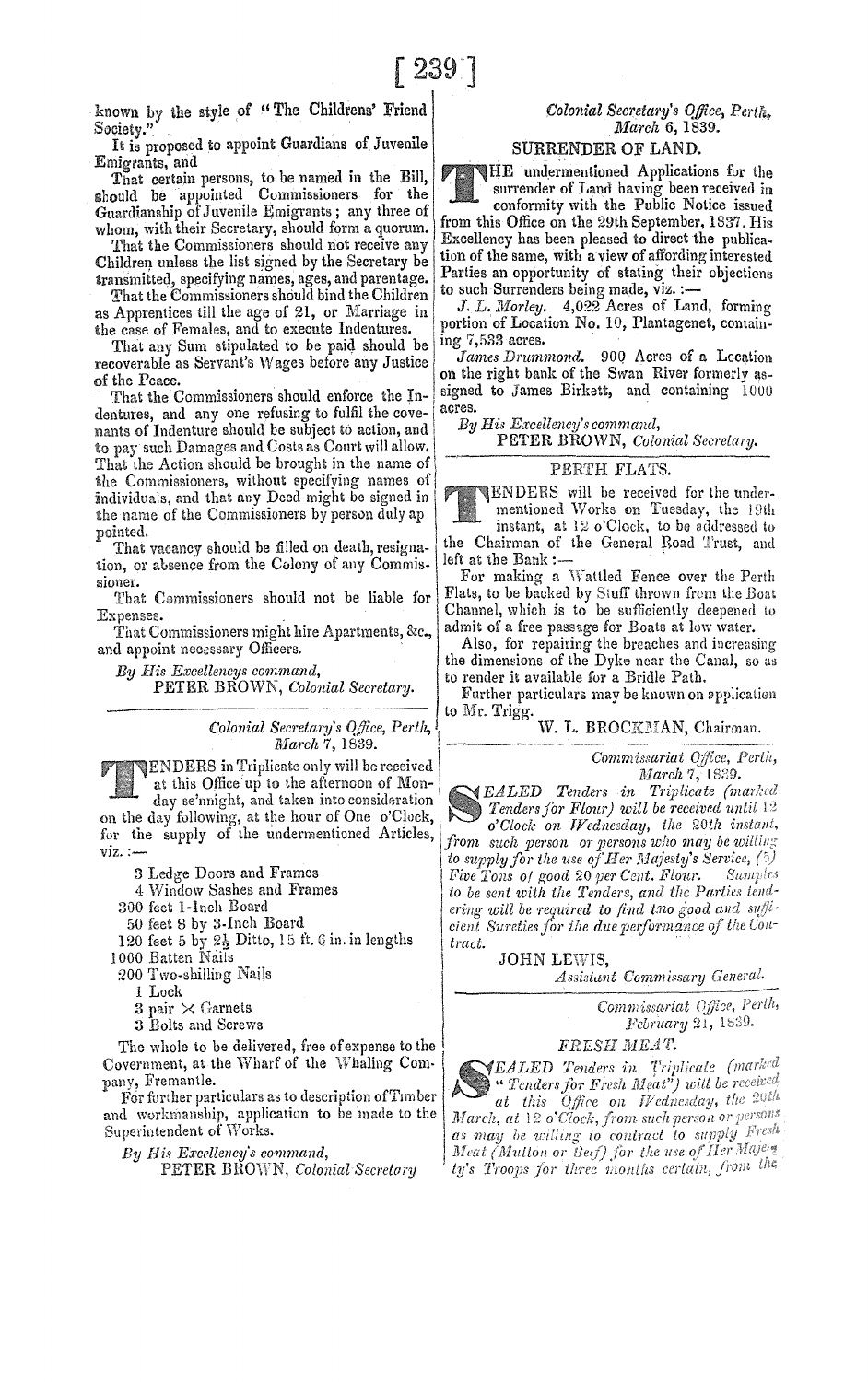known by the style of "The Childrens' Friend Society."

It is proposed to appoint Guardians of Juvenile Emigrants, and

That certain persons, to be named in the Bill, should be appointed Commissioners for the Guardianship of Juvenile Emigrants; any three of whom, with their Secretary, should form a quorum.

That the Commissioners should not receive any Children unless the list signed by the Secretary be transmitted, specifying names, ages, and parentage.

That the Commissioners should bind the Children as Apprentices till the age of 21, or Marriage in the case of Females, and to execute Indentures.

That any Sum stipulated to be paid should be recoverable as Servant's Wages before any Justice of the Peace.

That the Commissioners should enforce the Indentures, and any one refusing to fulfil the covenants of Indenture should be subject to action, and to pay such Damages and Costs as Court will allow. That the Action should be brought in the name of the Commissioners, without specifying names of individuals, and that any Deed might be signed in the name of the Commissioners by person duly appointed.

That vacancy should be filled on death, resignation, or absence from the Colony of any Commissioner.

That Commissioners should not be liable for Expenses.

That Commissioners might hire Apartments, &c., and appoint necessary Officers.

*By His Excellencys command,*
PETER BROWN, *Colonial Secretary.*

---

*Colonial Secretary's Office, Perth, March 7, 1839.*

TENDERS in Triplicate only will be received at this Office up to the afternoon of Monday se'nnight, and taken into consideration on the day following, at the hour of One o'Clock, for the supply of the undermentioned Articles, viz. :—

3 Ledge Doors and Frames
4 Window Sashes and Frames
300 feet 1-Inch Board
50 feet 8 by 3-Inch Board
120 feet 5 by 2½ Ditto, 15 ft. 6 in. in lengths
1000 Batten Nails
200 Two-shilling Nails
1 Lock
3 pair ✕ Garnets
3 Bolts and Screws

The whole to be delivered, free of expense to the Government, at the Wharf of the Whaling Company, Fremantle.

For further particulars as to description of Timber and workmanship, application to be made to the Superintendent of Works.

*By His Excellency's command,*
PETER BROWN, *Colonial Secretary*

---

*Colonial Secretary's Office, Perth, March 6, 1839.*

## SURRENDER OF LAND.

THE undermentioned Applications for the surrender of Land having been received in conformity with the Public Notice issued from this Office on the 29th September, 1837, His Excellency has been pleased to direct the publication of the same, with a view of affording interested Parties an opportunity of stating their objections to such Surrenders being made, viz. :—

*J. L. Morley.* 4,022 Acres of Land, forming portion of Location No. 10, Plantagenet, containing 7,533 acres.

*James Drummond.* 900 Acres of a Location on the right bank of the Swan River formerly assigned to James Birkett, and containing 1000 acres.

*By His Excellency's command,*
PETER BROWN, *Colonial Secretary.*

---

## PERTH FLATS.

TENDERS will be received for the undermentioned Works on Tuesday, the 19th instant, at 12 o'Clock, to be addressed to the Chairman of the General Road Trust, and left at the Bank :—

For making a Wattled Fence over the Perth Flats, to be backed by Stuff thrown from the Boat Channel, which is to be sufficiently deepened to admit of a free passage for Boats at low water.

Also, for repairing the breaches and increasing the dimensions of the Dyke near the Canal, so as to render it available for a Bridle Path.

Further particulars may be known on application to Mr. Trigg.

W. L. BROCKMAN, Chairman.

---

*Commissariat Office, Perth, March 7, 1839.*

*SEALED Tenders in Triplicate (marked Tenders for Flour) will be received until 12 o'Clock on Wednesday, the 20th instant, from such person or persons who may be willing to supply for the use of Her Majesty's Service, (5) Five Tons of good 20 per Cent. Flour. Samples to be sent with the Tenders, and the Parties tendering will be required to find two good and sufficient Sureties for the due performance of the Contract.*

JOHN LEWIS,
*Assistant Commissary General.*

---

*Commissariat Office, Perth, February 21, 1839.*

## *FRESH MEAT.*

*SEALED Tenders in Triplicate (marked "Tenders for Fresh Meat") will be received at this Office on Wednesday, the 20th March, at 12 o'Clock, from such person or persons as may be willing to contract to supply Fresh Meat (Mutton or Beef) for the use of Her Majesty's Troops for three months certain, from the*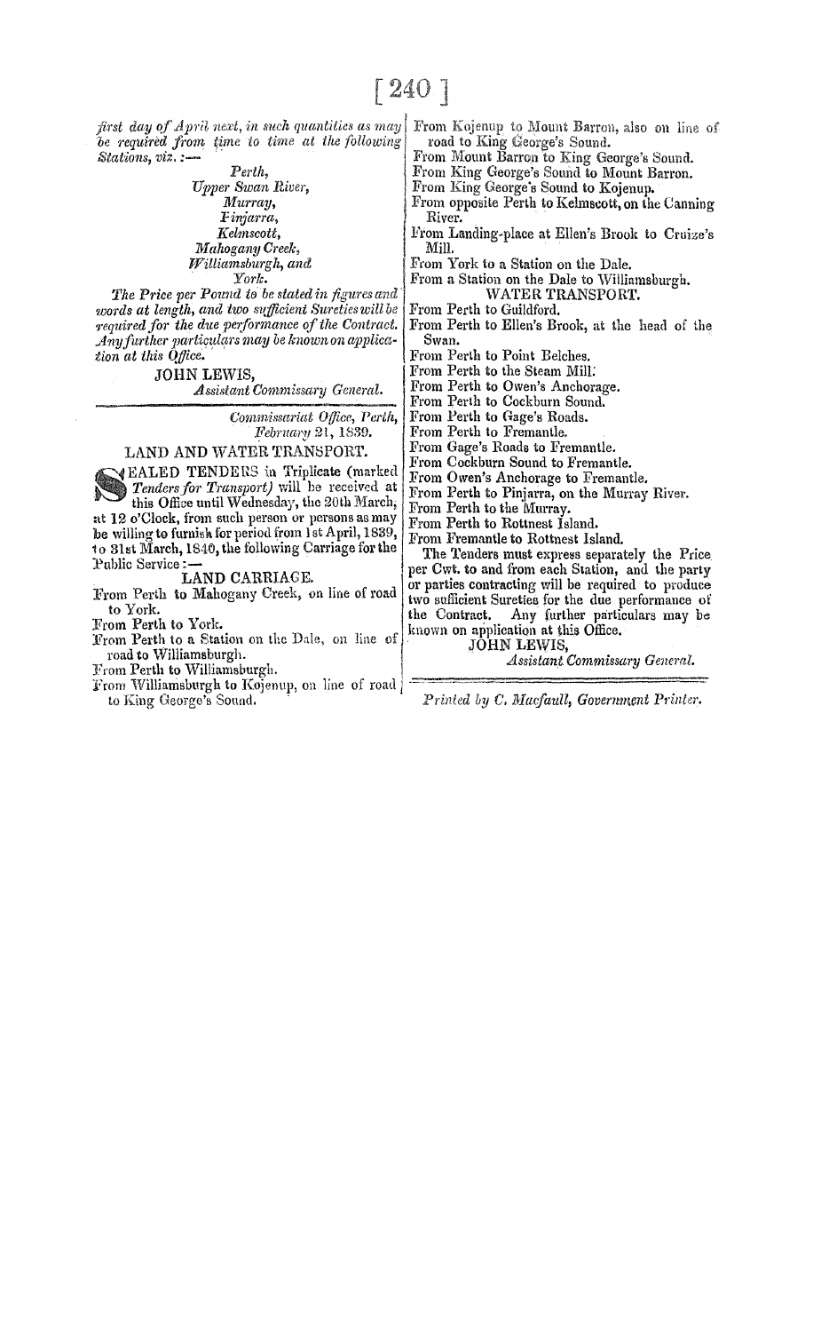*first day of April next, in such quantities as may be required from time to time at the following Stations, viz.:—*

*Perth,*
*Upper Swan River,*
*Murray,*
*Pinjarra,*
*Kelmscott,*
*Mahogany Creek,*
*Williamsburgh, and*
*York.*

*The Price per Pound to be stated in figures and words at length, and two sufficient Sureties will be required for the due performance of the Contract. Any further particulars may be known on application at this Office.*

JOHN LEWIS,
*Assistant Commissary General.*

---

*Commissariat Office, Perth,*
*February 21, 1839.*

## LAND AND WATER TRANSPORT.

SEALED TENDERS in Triplicate (marked *Tenders for Transport)* will be received at this Office until Wednesday, the 20th March, at 12 o'Clock, from such person or persons as may be willing to furnish for period from 1st April, 1839, to 31st March, 1840, the following Carriage for the Public Service:—

### LAND CARRIAGE.

From Perth to Mahogany Creek, on line of road to York.
From Perth to York.
From Perth to a Station on the Dale, on line of road to Williamsburgh.
From Perth to Williamsburgh.
From Williamsburgh to Kojenup, on line of road to King George's Sound.
From Kojenup to Mount Barron, also on line of road to King George's Sound.
From Mount Barron to King George's Sound.
From King George's Sound to Mount Barron.
From King George's Sound to Kojenup.
From opposite Perth to Kelmscott, on the Canning River.
From Landing-place at Ellen's Brook to Cruize's Mill.
From York to a Station on the Dale.
From a Station on the Dale to Williamsburgh.

### WATER TRANSPORT.

From Perth to Guildford.
From Perth to Ellen's Brook, at the head of the Swan.
From Perth to Point Belches.
From Perth to the Steam Mill.
From Perth to Owen's Anchorage.
From Perth to Cockburn Sound.
From Perth to Gage's Roads.
From Perth to Fremantle.
From Gage's Roads to Fremantle.
From Cockburn Sound to Fremantle.
From Owen's Anchorage to Fremantle.
From Perth to Pinjarra, on the Murray River.
From Perth to the Murray.
From Perth to Rottnest Island.
From Fremantle to Rottnest Island.

The Tenders must express separately the Price per Cwt. to and from each Station, and the party or parties contracting will be required to produce two sufficient Sureties for the due performance of the Contract. Any further particulars may be known on application at this Office.

JOHN LEWIS,
*Assistant Commissary General.*

---

*Printed by C. Macfaull, Government Printer.*